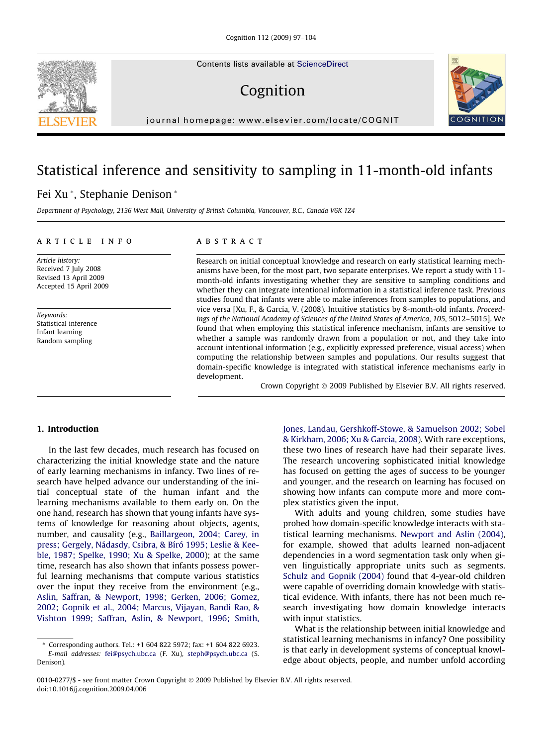Contents lists available at ScienceDirect

# Cognition

journal homepage: www.elsevier.com/locate/COGNIT

# Statistical inference and sensitivity to sampling in 11-month-old infants

Fei Xu *, Stephanie Denison *

*Department of Psychology, 2136 West Mall, University of British Columbia, Vancouver, B.C., Canada V6K 1Z4*

**ARTICLE INFO**

*Article history:*
Received 7 July 2008
Revised 13 April 2009
Accepted 15 April 2009

*Keywords:*
Statistical inference
Infant learning
Random sampling

**ABSTRACT**

Research on initial conceptual knowledge and research on early statistical learning mechanisms have been, for the most part, two separate enterprises. We report a study with 11-month-old infants investigating whether they are sensitive to sampling conditions and whether they can integrate intentional information in a statistical inference task. Previous studies found that infants were able to make inferences from samples to populations, and vice versa [Xu, F., & Garcia, V. (2008). Intuitive statistics by 8-month-old infants. *Proceedings of the National Academy of Sciences of the United States of America*, *105*, 5012–5015]. We found that when employing this statistical inference mechanism, infants are sensitive to whether a sample was randomly drawn from a population or not, and they take into account intentional information (e.g., explicitly expressed preference, visual access) when computing the relationship between samples and populations. Our results suggest that domain-specific knowledge is integrated with statistical inference mechanisms early in development.

Crown Copyright © 2009 Published by Elsevier B.V. All rights reserved.

## 1. Introduction

In the last few decades, much research has focused on characterizing the initial knowledge state and the nature of early learning mechanisms in infancy. Two lines of research have helped advance our understanding of the initial conceptual state of the human infant and the learning mechanisms available to them early on. On the one hand, research has shown that young infants have systems of knowledge for reasoning about objects, agents, number, and causality (e.g., Baillargeon, 2004; Carey, in press; Gergely, Nádasdy, Csibra, & Bíró 1995; Leslie & Keeble, 1987; Spelke, 1990; Xu & Spelke, 2000); at the same time, research has also shown that infants possess powerful learning mechanisms that compute various statistics over the input they receive from the environment (e.g., Aslin, Saffran, & Newport, 1998; Gerken, 2006; Gomez, 2002; Gopnik et al., 2004; Marcus, Vijayan, Bandi Rao, & Vishton 1999; Saffran, Aslin, & Newport, 1996; Smith, Jones, Landau, Gershkoff-Stowe, & Samuelson 2002; Sobel & Kirkham, 2006; Xu & Garcia, 2008). With rare exceptions, these two lines of research have had their separate lives. The research uncovering sophisticated initial knowledge has focused on getting the ages of success to be younger and younger, and the research on learning has focused on showing how infants can compute more and more complex statistics given the input.

With adults and young children, some studies have probed how domain-specific knowledge interacts with statistical learning mechanisms. Newport and Aslin (2004), for example, showed that adults learned non-adjacent dependencies in a word segmentation task only when given linguistically appropriate units such as segments. Schulz and Gopnik (2004) found that 4-year-old children were capable of overriding domain knowledge with statistical evidence. With infants, there has not been much research investigating how domain knowledge interacts with input statistics.

What is the relationship between initial knowledge and statistical learning mechanisms in infancy? One possibility is that early in development systems of conceptual knowledge about objects, people, and number unfold according

\* Corresponding authors. Tel.: +1 604 822 5972; fax: +1 604 822 6923. *E-mail addresses:* fei@psych.ubc.ca (F. Xu), steph@psych.ubc.ca (S. Denison).

0010-0277/$ - see front matter Crown Copyright © 2009 Published by Elsevier B.V. All rights reserved.
doi:10.1016/j.cognition.2009.04.006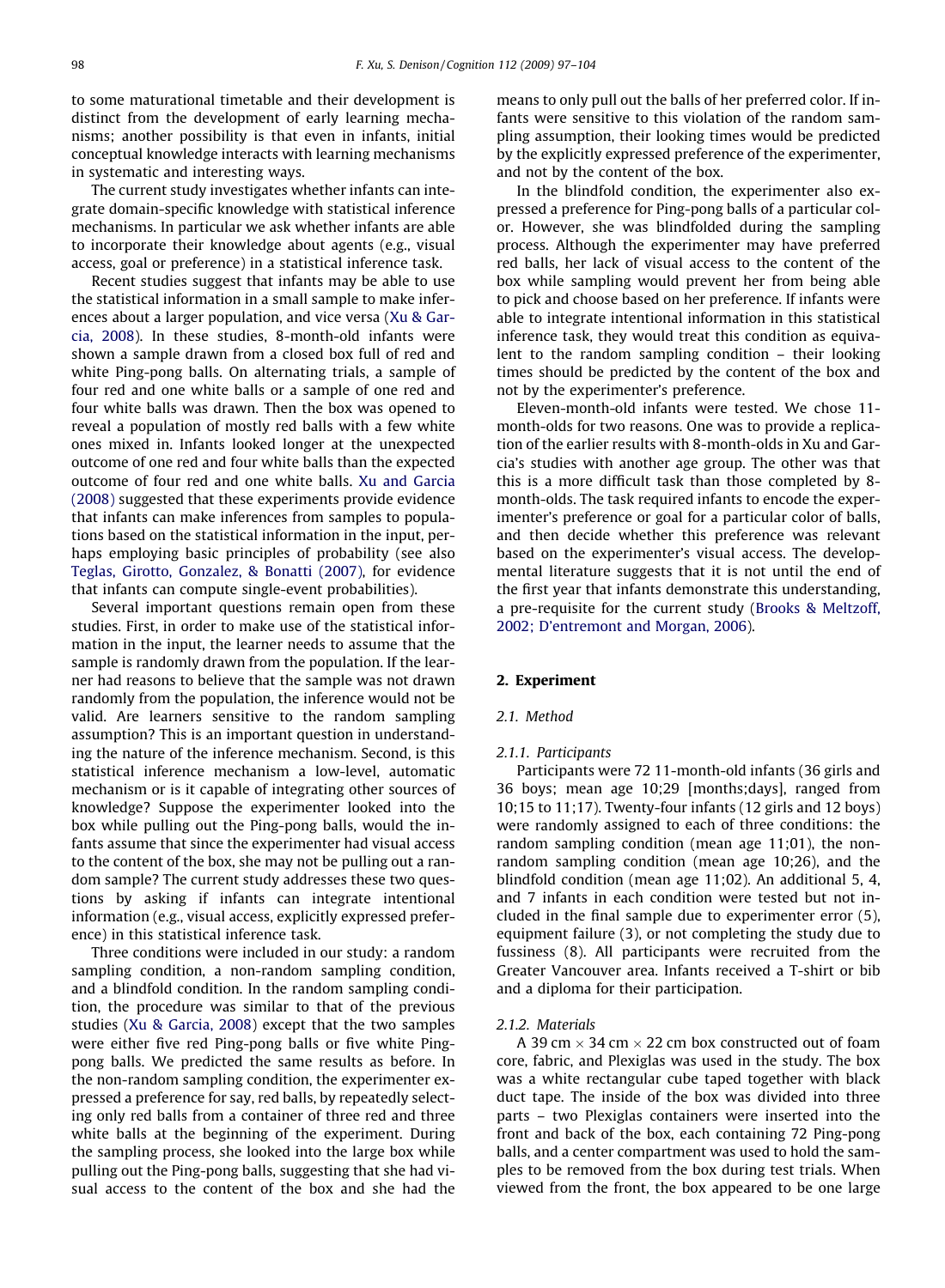to some maturational timetable and their development is distinct from the development of early learning mechanisms; another possibility is that even in infants, initial conceptual knowledge interacts with learning mechanisms in systematic and interesting ways.

The current study investigates whether infants can integrate domain-specific knowledge with statistical inference mechanisms. In particular we ask whether infants are able to incorporate their knowledge about agents (e.g., visual access, goal or preference) in a statistical inference task.

Recent studies suggest that infants may be able to use the statistical information in a small sample to make inferences about a larger population, and vice versa (Xu & Garcia, 2008). In these studies, 8-month-old infants were shown a sample drawn from a closed box full of red and white Ping-pong balls. On alternating trials, a sample of four red and one white balls or a sample of one red and four white balls was drawn. Then the box was opened to reveal a population of mostly red balls with a few white ones mixed in. Infants looked longer at the unexpected outcome of one red and four white balls than the expected outcome of four red and one white balls. Xu and Garcia (2008) suggested that these experiments provide evidence that infants can make inferences from samples to populations based on the statistical information in the input, perhaps employing basic principles of probability (see also Teglas, Girotto, Gonzalez, & Bonatti (2007), for evidence that infants can compute single-event probabilities).

Several important questions remain open from these studies. First, in order to make use of the statistical information in the input, the learner needs to assume that the sample is randomly drawn from the population. If the learner had reasons to believe that the sample was not drawn randomly from the population, the inference would not be valid. Are learners sensitive to the random sampling assumption? This is an important question in understanding the nature of the inference mechanism. Second, is this statistical inference mechanism a low-level, automatic mechanism or is it capable of integrating other sources of knowledge? Suppose the experimenter looked into the box while pulling out the Ping-pong balls, would the infants assume that since the experimenter had visual access to the content of the box, she may not be pulling out a random sample? The current study addresses these two questions by asking if infants can integrate intentional information (e.g., visual access, explicitly expressed preference) in this statistical inference task.

Three conditions were included in our study: a random sampling condition, a non-random sampling condition, and a blindfold condition. In the random sampling condition, the procedure was similar to that of the previous studies (Xu & Garcia, 2008) except that the two samples were either five red Ping-pong balls or five white Ping-pong balls. We predicted the same results as before. In the non-random sampling condition, the experimenter expressed a preference for say, red balls, by repeatedly selecting only red balls from a container of three red and three white balls at the beginning of the experiment. During the sampling process, she looked into the large box while pulling out the Ping-pong balls, suggesting that she had visual access to the content of the box and she had the means to only pull out the balls of her preferred color. If infants were sensitive to this violation of the random sampling assumption, their looking times would be predicted by the explicitly expressed preference of the experimenter, and not by the content of the box.

In the blindfold condition, the experimenter also expressed a preference for Ping-pong balls of a particular color. However, she was blindfolded during the sampling process. Although the experimenter may have preferred red balls, her lack of visual access to the content of the box while sampling would prevent her from being able to pick and choose based on her preference. If infants were able to integrate intentional information in this statistical inference task, they would treat this condition as equivalent to the random sampling condition – their looking times should be predicted by the content of the box and not by the experimenter's preference.

Eleven-month-old infants were tested. We chose 11-month-olds for two reasons. One was to provide a replication of the earlier results with 8-month-olds in Xu and Garcia's studies with another age group. The other was that this is a more difficult task than those completed by 8-month-olds. The task required infants to encode the experimenter's preference or goal for a particular color of balls, and then decide whether this preference was relevant based on the experimenter's visual access. The developmental literature suggests that it is not until the end of the first year that infants demonstrate this understanding, a pre-requisite for the current study (Brooks & Meltzoff, 2002; D'entremont and Morgan, 2006).

## 2. Experiment

### 2.1. Method

#### 2.1.1. Participants

Participants were 72 11-month-old infants (36 girls and 36 boys; mean age 10;29 [months;days], ranged from 10;15 to 11;17). Twenty-four infants (12 girls and 12 boys) were randomly assigned to each of three conditions: the random sampling condition (mean age 11;01), the non-random sampling condition (mean age 10;26), and the blindfold condition (mean age 11;02). An additional 5, 4, and 7 infants in each condition were tested but not included in the final sample due to experimenter error (5), equipment failure (3), or not completing the study due to fussiness (8). All participants were recruited from the Greater Vancouver area. Infants received a T-shirt or bib and a diploma for their participation.

#### 2.1.2. Materials

A 39 cm × 34 cm × 22 cm box constructed out of foam core, fabric, and Plexiglas was used in the study. The box was a white rectangular cube taped together with black duct tape. The inside of the box was divided into three parts – two Plexiglas containers were inserted into the front and back of the box, each containing 72 Ping-pong balls, and a center compartment was used to hold the samples to be removed from the box during test trials. When viewed from the front, the box appeared to be one large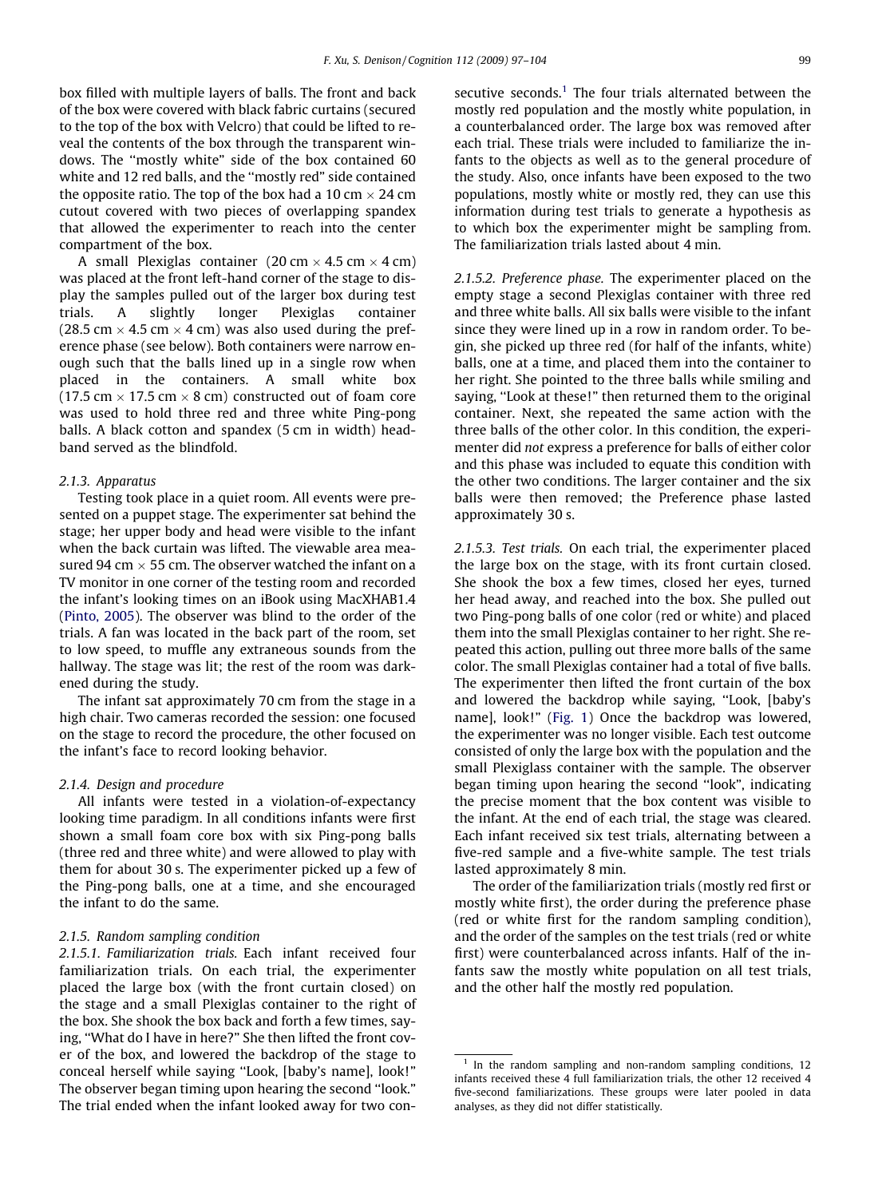box filled with multiple layers of balls. The front and back of the box were covered with black fabric curtains (secured to the top of the box with Velcro) that could be lifted to reveal the contents of the box through the transparent windows. The "mostly white" side of the box contained 60 white and 12 red balls, and the "mostly red" side contained the opposite ratio. The top of the box had a 10 cm × 24 cm cutout covered with two pieces of overlapping spandex that allowed the experimenter to reach into the center compartment of the box.

A small Plexiglas container (20 cm × 4.5 cm × 4 cm) was placed at the front left-hand corner of the stage to display the samples pulled out of the larger box during test trials. A slightly longer Plexiglas container (28.5 cm × 4.5 cm × 4 cm) was also used during the preference phase (see below). Both containers were narrow enough such that the balls lined up in a single row when placed in the containers. A small white box (17.5 cm × 17.5 cm × 8 cm) constructed out of foam core was used to hold three red and three white Ping-pong balls. A black cotton and spandex (5 cm in width) headband served as the blindfold.

### 2.1.3. Apparatus

Testing took place in a quiet room. All events were presented on a puppet stage. The experimenter sat behind the stage; her upper body and head were visible to the infant when the back curtain was lifted. The viewable area measured 94 cm × 55 cm. The observer watched the infant on a TV monitor in one corner of the testing room and recorded the infant's looking times on an iBook using MacXHAB1.4 (Pinto, 2005). The observer was blind to the order of the trials. A fan was located in the back part of the room, set to low speed, to muffle any extraneous sounds from the hallway. The stage was lit; the rest of the room was darkened during the study.

The infant sat approximately 70 cm from the stage in a high chair. Two cameras recorded the session: one focused on the stage to record the procedure, the other focused on the infant's face to record looking behavior.

### 2.1.4. Design and procedure

All infants were tested in a violation-of-expectancy looking time paradigm. In all conditions infants were first shown a small foam core box with six Ping-pong balls (three red and three white) and were allowed to play with them for about 30 s. The experimenter picked up a few of the Ping-pong balls, one at a time, and she encouraged the infant to do the same.

### 2.1.5. Random sampling condition

*2.1.5.1. Familiarization trials.* Each infant received four familiarization trials. On each trial, the experimenter placed the large box (with the front curtain closed) on the stage and a small Plexiglas container to the right of the box. She shook the box back and forth a few times, saying, "What do I have in here?" She then lifted the front cover of the box, and lowered the backdrop of the stage to conceal herself while saying "Look, [baby's name], look!" The observer began timing upon hearing the second "look." The trial ended when the infant looked away for two consecutive seconds.[1] The four trials alternated between the mostly red population and the mostly white population, in a counterbalanced order. The large box was removed after each trial. These trials were included to familiarize the infants to the objects as well as to the general procedure of the study. Also, once infants have been exposed to the two populations, mostly white or mostly red, they can use this information during test trials to generate a hypothesis as to which box the experimenter might be sampling from. The familiarization trials lasted about 4 min.

*2.1.5.2. Preference phase.* The experimenter placed on the empty stage a second Plexiglas container with three red and three white balls. All six balls were visible to the infant since they were lined up in a row in random order. To begin, she picked up three red (for half of the infants, white) balls, one at a time, and placed them into the container to her right. She pointed to the three balls while smiling and saying, "Look at these!" then returned them to the original container. Next, she repeated the same action with the three balls of the other color. In this condition, the experimenter did *not* express a preference for balls of either color and this phase was included to equate this condition with the other two conditions. The larger container and the six balls were then removed; the Preference phase lasted approximately 30 s.

*2.1.5.3. Test trials.* On each trial, the experimenter placed the large box on the stage, with its front curtain closed. She shook the box a few times, closed her eyes, turned her head away, and reached into the box. She pulled out two Ping-pong balls of one color (red or white) and placed them into the small Plexiglas container to her right. She repeated this action, pulling out three more balls of the same color. The small Plexiglas container had a total of five balls. The experimenter then lifted the front curtain of the box and lowered the backdrop while saying, "Look, [baby's name], look!" (Fig. 1) Once the backdrop was lowered, the experimenter was no longer visible. Each test outcome consisted of only the large box with the population and the small Plexiglass container with the sample. The observer began timing upon hearing the second "look", indicating the precise moment that the box content was visible to the infant. At the end of each trial, the stage was cleared. Each infant received six test trials, alternating between a five-red sample and a five-white sample. The test trials lasted approximately 8 min.

The order of the familiarization trials (mostly red first or mostly white first), the order during the preference phase (red or white first for the random sampling condition), and the order of the samples on the test trials (red or white first) were counterbalanced across infants. Half of the infants saw the mostly white population on all test trials, and the other half the mostly red population.

---

[1] In the random sampling and non-random sampling conditions, 12 infants received these 4 full familiarization trials, the other 12 received 4 five-second familiarizations. These groups were later pooled in data analyses, as they did not differ statistically.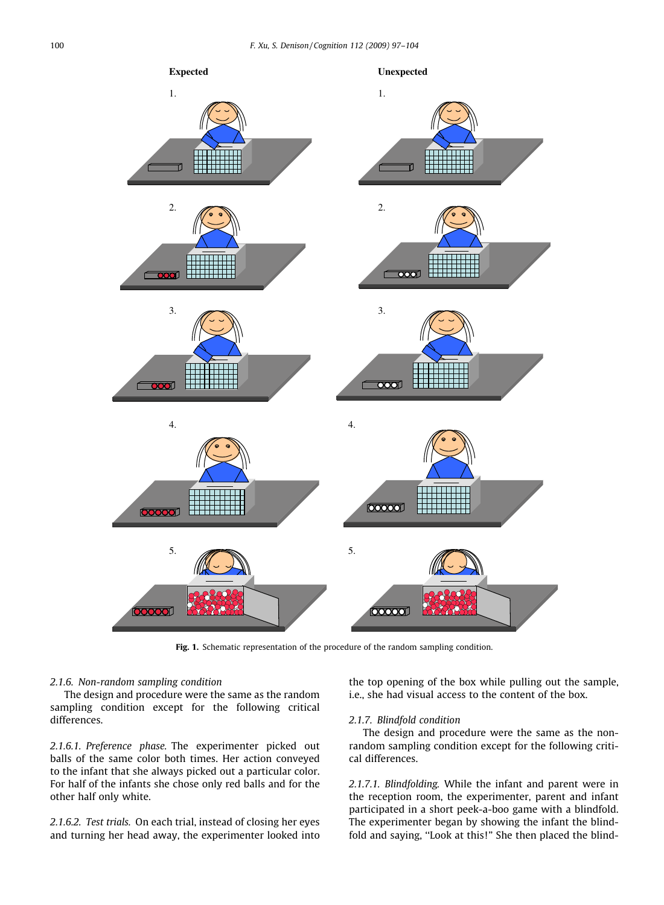Fig. 1. Schematic representation of the procedure of the random sampling condition.

*2.1.6. Non-random sampling condition*

The design and procedure were the same as the random sampling condition except for the following critical differences.

*2.1.6.1. Preference phase.* The experimenter picked out balls of the same color both times. Her action conveyed to the infant that she always picked out a particular color. For half of the infants she chose only red balls and for the other half only white.

*2.1.6.2. Test trials.* On each trial, instead of closing her eyes and turning her head away, the experimenter looked into the top opening of the box while pulling out the sample, i.e., she had visual access to the content of the box.

*2.1.7. Blindfold condition*

The design and procedure were the same as the non-random sampling condition except for the following critical differences.

*2.1.7.1. Blindfolding.* While the infant and parent were in the reception room, the experimenter, parent and infant participated in a short peek-a-boo game with a blindfold. The experimenter began by showing the infant the blindfold and saying, "Look at this!" She then placed the blind-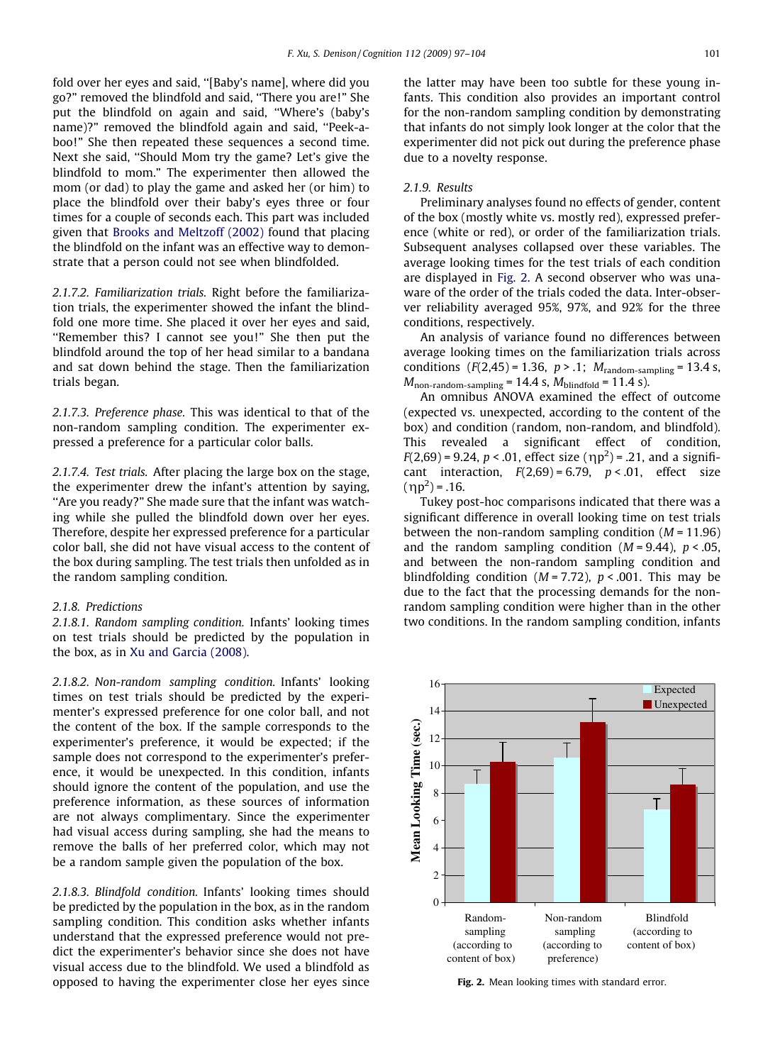fold over her eyes and said, "[Baby's name], where did you go?" removed the blindfold and said, "There you are!" She put the blindfold on again and said, "Where's (baby's name)?" removed the blindfold again and said, "Peek-a-boo!" She then repeated these sequences a second time. Next she said, "Should Mom try the game? Let's give the blindfold to mom." The experimenter then allowed the mom (or dad) to play the game and asked her (or him) to place the blindfold over their baby's eyes three or four times for a couple of seconds each. This part was included given that Brooks and Meltzoff (2002) found that placing the blindfold on the infant was an effective way to demonstrate that a person could not see when blindfolded.

2.1.7.2. *Familiarization trials.* Right before the familiarization trials, the experimenter showed the infant the blindfold one more time. She placed it over her eyes and said, "Remember this? I cannot see you!" She then put the blindfold around the top of her head similar to a bandana and sat down behind the stage. Then the familiarization trials began.

2.1.7.3. *Preference phase.* This was identical to that of the non-random sampling condition. The experimenter expressed a preference for a particular color balls.

2.1.7.4. *Test trials.* After placing the large box on the stage, the experimenter drew the infant's attention by saying, "Are you ready?" She made sure that the infant was watching while she pulled the blindfold down over her eyes. Therefore, despite her expressed preference for a particular color ball, she did not have visual access to the content of the box during sampling. The test trials then unfolded as in the random sampling condition.

### 2.1.8. Predictions

2.1.8.1. *Random sampling condition.* Infants' looking times on test trials should be predicted by the population in the box, as in Xu and Garcia (2008).

2.1.8.2. *Non-random sampling condition.* Infants' looking times on test trials should be predicted by the experimenter's expressed preference for one color ball, and not the content of the box. If the sample corresponds to the experimenter's preference, it would be expected; if the sample does not correspond to the experimenter's preference, it would be unexpected. In this condition, infants should ignore the content of the population, and use the preference information, as these sources of information are not always complimentary. Since the experimenter had visual access during sampling, she had the means to remove the balls of her preferred color, which may not be a random sample given the population of the box.

2.1.8.3. *Blindfold condition.* Infants' looking times should be predicted by the population in the box, as in the random sampling condition. This condition asks whether infants understand that the expressed preference would not predict the experimenter's behavior since she does not have visual access due to the blindfold. We used a blindfold as opposed to having the experimenter close her eyes since the latter may have been too subtle for these young infants. This condition also provides an important control for the non-random sampling condition by demonstrating that infants do not simply look longer at the color that the experimenter did not pick out during the preference phase due to a novelty response.

### 2.1.9. Results

Preliminary analyses found no effects of gender, content of the box (mostly white vs. mostly red), expressed preference (white or red), or order of the familiarization trials. Subsequent analyses collapsed over these variables. The average looking times for the test trials of each condition are displayed in Fig. 2. A second observer who was unaware of the order of the trials coded the data. Inter-observer reliability averaged 95%, 97%, and 92% for the three conditions, respectively.

An analysis of variance found no differences between average looking times on the familiarization trials across conditions ($F(2,45) = 1.36$, $p > .1$; $M_{\text{random-sampling}} = 13.4$ s, $M_{\text{non-random-sampling}} = 14.4$ s, $M_{\text{blindfold}} = 11.4$ s).

An omnibus ANOVA examined the effect of outcome (expected vs. unexpected, according to the content of the box) and condition (random, non-random, and blindfold). This revealed a significant effect of condition, $F(2,69) = 9.24$, $p < .01$, effect size ($\eta p^2$) = .21, and a significant interaction, $F(2,69) = 6.79$, $p < .01$, effect size ($\eta p^2$) = .16.

Tukey post-hoc comparisons indicated that there was a significant difference in overall looking time on test trials between the non-random sampling condition ($M = 11.96$) and the random sampling condition ($M = 9.44$), $p < .05$, and between the non-random sampling condition and blindfolding condition ($M = 7.72$), $p < .001$. This may be due to the fact that the processing demands for the non-random sampling condition were higher than in the other two conditions. In the random sampling condition, infants

**Fig. 2.** Mean looking times with standard error.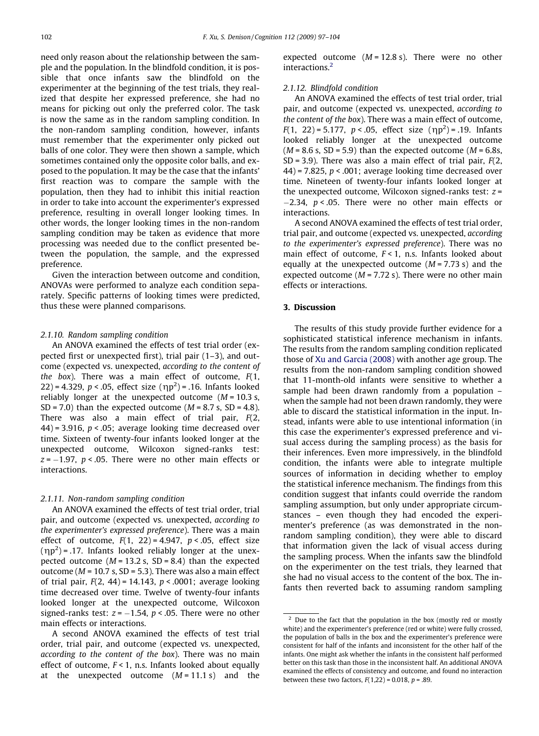need only reason about the relationship between the sample and the population. In the blindfold condition, it is possible that once infants saw the blindfold on the experimenter at the beginning of the test trials, they realized that despite her expressed preference, she had no means for picking out only the preferred color. The task is now the same as in the random sampling condition. In the non-random sampling condition, however, infants must remember that the experimenter only picked out balls of one color. They were then shown a sample, which sometimes contained only the opposite color balls, and exposed to the population. It may be the case that the infants' first reaction was to compare the sample with the population, then they had to inhibit this initial reaction in order to take into account the experimenter's expressed preference, resulting in overall longer looking times. In other words, the longer looking times in the non-random sampling condition may be taken as evidence that more processing was needed due to the conflict presented between the population, the sample, and the expressed preference.

Given the interaction between outcome and condition, ANOVAs were performed to analyze each condition separately. Specific patterns of looking times were predicted, thus these were planned comparisons.

#### 2.1.10. Random sampling condition

An ANOVA examined the effects of test trial order (expected first or unexpected first), trial pair (1–3), and outcome (expected vs. unexpected, *according to the content of the box*). There was a main effect of outcome, $F(1, 22) = 4.329$, $p < .05$, effect size $(\eta p^2) = .16$. Infants looked reliably longer at the unexpected outcome ($M = 10.3$ s, $SD = 7.0$) than the expected outcome ($M = 8.7$ s, $SD = 4.8$). There was also a main effect of trial pair, $F(2, 44) = 3.916$, $p < .05$; average looking time decreased over time. Sixteen of twenty-four infants looked longer at the unexpected outcome, Wilcoxon signed-ranks test: $z = -1.97$, $p < .05$. There were no other main effects or interactions.

#### 2.1.11. Non-random sampling condition

An ANOVA examined the effects of test trial order, trial pair, and outcome (expected vs. unexpected, *according to the experimenter's expressed preference*). There was a main effect of outcome, $F(1, 22) = 4.947$, $p < .05$, effect size $(\eta p^2) = .17$. Infants looked reliably longer at the unexpected outcome ($M = 13.2$ s, $SD = 8.4$) than the expected outcome ($M = 10.7$ s, $SD = 5.3$). There was also a main effect of trial pair, $F(2, 44) = 14.143$, $p < .0001$; average looking time decreased over time. Twelve of twenty-four infants looked longer at the unexpected outcome, Wilcoxon signed-ranks test: $z = -1.54$, $p < .05$. There were no other main effects or interactions.

A second ANOVA examined the effects of test trial order, trial pair, and outcome (expected vs. unexpected, *according to the content of the box*). There was no main effect of outcome, $F < 1$, n.s. Infants looked about equally at the unexpected outcome ($M = 11.1$ s) and the expected outcome ($M = 12.8$ s). There were no other interactions.[2]

#### 2.1.12. Blindfold condition

An ANOVA examined the effects of test trial order, trial pair, and outcome (expected vs. unexpected, *according to the content of the box*). There was a main effect of outcome, $F(1, 22) = 5.177$, $p < .05$, effect size $(\eta p^2) = .19$. Infants looked reliably longer at the unexpected outcome ($M = 8.6$ s, $SD = 5.9$) than the expected outcome ($M = 6.8$s, $SD = 3.9$). There was also a main effect of trial pair, $F(2, 44) = 7.825$, $p < .001$; average looking time decreased over time. Nineteen of twenty-four infants looked longer at the unexpected outcome, Wilcoxon signed-ranks test: $z = -2.34$, $p < .05$. There were no other main effects or interactions.

A second ANOVA examined the effects of test trial order, trial pair, and outcome (expected vs. unexpected, *according to the experimenter's expressed preference*). There was no main effect of outcome, $F < 1$, n.s. Infants looked about equally at the unexpected outcome ($M = 7.73$ s) and the expected outcome ($M = 7.72$ s). There were no other main effects or interactions.

## 3. Discussion

The results of this study provide further evidence for a sophisticated statistical inference mechanism in infants. The results from the random sampling condition replicated those of Xu and Garcia (2008) with another age group. The results from the non-random sampling condition showed that 11-month-old infants were sensitive to whether a sample had been drawn randomly from a population – when the sample had not been drawn randomly, they were able to discard the statistical information in the input. Instead, infants were able to use intentional information (in this case the experimenter's expressed preference and visual access during the sampling process) as the basis for their inferences. Even more impressively, in the blindfold condition, the infants were able to integrate multiple sources of information in deciding whether to employ the statistical inference mechanism. The findings from this condition suggest that infants could override the random sampling assumption, but only under appropriate circumstances – even though they had encoded the experimenter's preference (as was demonstrated in the non-random sampling condition), they were able to discard that information given the lack of visual access during the sampling process. When the infants saw the blindfold on the experimenter on the test trials, they learned that she had no visual access to the content of the box. The infants then reverted back to assuming random sampling

[2] Due to the fact that the population in the box (mostly red or mostly white) and the experimenter's preference (red or white) were fully crossed, the population of balls in the box and the experimenter's preference were consistent for half of the infants and inconsistent for the other half of the infants. One might ask whether the infants in the consistent half performed better on this task than those in the inconsistent half. An additional ANOVA examined the effects of consistency and outcome, and found no interaction between these two factors, $F(1,22) = 0.018$, $p = .89$.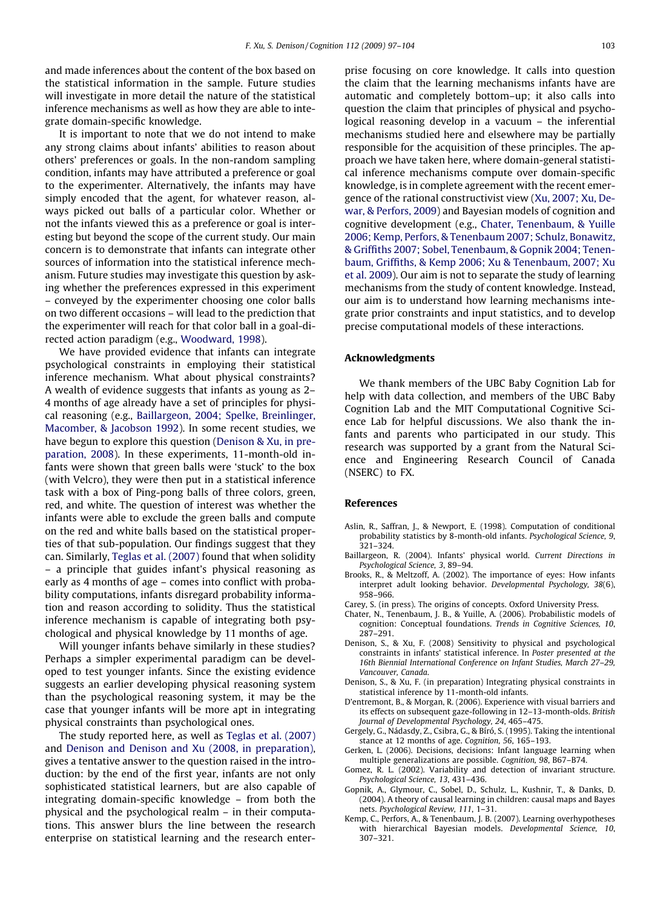and made inferences about the content of the box based on the statistical information in the sample. Future studies will investigate in more detail the nature of the statistical inference mechanisms as well as how they are able to integrate domain-specific knowledge.

It is important to note that we do not intend to make any strong claims about infants' abilities to reason about others' preferences or goals. In the non-random sampling condition, infants may have attributed a preference or goal to the experimenter. Alternatively, the infants may have simply encoded that the agent, for whatever reason, always picked out balls of a particular color. Whether or not the infants viewed this as a preference or goal is interesting but beyond the scope of the current study. Our main concern is to demonstrate that infants can integrate other sources of information into the statistical inference mechanism. Future studies may investigate this question by asking whether the preferences expressed in this experiment – conveyed by the experimenter choosing one color balls on two different occasions – will lead to the prediction that the experimenter will reach for that color ball in a goal-directed action paradigm (e.g., Woodward, 1998).

We have provided evidence that infants can integrate psychological constraints in employing their statistical inference mechanism. What about physical constraints? A wealth of evidence suggests that infants as young as 2–4 months of age already have a set of principles for physical reasoning (e.g., Baillargeon, 2004; Spelke, Breinlinger, Macomber, & Jacobson 1992). In some recent studies, we have begun to explore this question (Denison & Xu, in preparation, 2008). In these experiments, 11-month-old infants were shown that green balls were 'stuck' to the box (with Velcro), they were then put in a statistical inference task with a box of Ping-pong balls of three colors, green, red, and white. The question of interest was whether the infants were able to exclude the green balls and compute on the red and white balls based on the statistical properties of that sub-population. Our findings suggest that they can. Similarly, Teglas et al. (2007) found that when solidity – a principle that guides infant's physical reasoning as early as 4 months of age – comes into conflict with probability computations, infants disregard probability information and reason according to solidity. Thus the statistical inference mechanism is capable of integrating both psychological and physical knowledge by 11 months of age.

Will younger infants behave similarly in these studies? Perhaps a simpler experimental paradigm can be developed to test younger infants. Since the existing evidence suggests an earlier developing physical reasoning system than the psychological reasoning system, it may be the case that younger infants will be more apt in integrating physical constraints than psychological ones.

The study reported here, as well as Teglas et al. (2007) and Denison and Denison and Xu (2008, in preparation), gives a tentative answer to the question raised in the introduction: by the end of the first year, infants are not only sophisticated statistical learners, but are also capable of integrating domain-specific knowledge – from both the physical and the psychological realm – in their computations. This answer blurs the line between the research enterprise on statistical learning and the research enterprise focusing on core knowledge. It calls into question the claim that the learning mechanisms infants have are automatic and completely bottom–up; it also calls into question the claim that principles of physical and psychological reasoning develop in a vacuum – the inferential mechanisms studied here and elsewhere may be partially responsible for the acquisition of these principles. The approach we have taken here, where domain-general statistical inference mechanisms compute over domain-specific knowledge, is in complete agreement with the recent emergence of the rational constructivist view (Xu, 2007; Xu, Dewar, & Perfors, 2009) and Bayesian models of cognition and cognitive development (e.g., Chater, Tenenbaum, & Yuille 2006; Kemp, Perfors, & Tenenbaum 2007; Schulz, Bonawitz, & Griffiths 2007; Sobel, Tenenbaum, & Gopnik 2004; Tenenbaum, Griffiths, & Kemp 2006; Xu & Tenenbaum, 2007; Xu et al. 2009). Our aim is not to separate the study of learning mechanisms from the study of content knowledge. Instead, our aim is to understand how learning mechanisms integrate prior constraints and input statistics, and to develop precise computational models of these interactions.

## Acknowledgments

We thank members of the UBC Baby Cognition Lab for help with data collection, and members of the UBC Baby Cognition Lab and the MIT Computational Cognitive Science Lab for helpful discussions. We also thank the infants and parents who participated in our study. This research was supported by a grant from the Natural Science and Engineering Research Council of Canada (NSERC) to FX.

## References

Aslin, R., Saffran, J., & Newport, E. (1998). Computation of conditional probability statistics by 8-month-old infants. *Psychological Science, 9*, 321–324.

Baillargeon, R. (2004). Infants' physical world. *Current Directions in Psychological Science, 3*, 89–94.

Brooks, R., & Meltzoff, A. (2002). The importance of eyes: How infants interpret adult looking behavior. *Developmental Psychology, 38*(6), 958–966.

Carey, S. (in press). The origins of concepts. Oxford University Press.

Chater, N., Tenenbaum, J. B., & Yuille, A. (2006). Probabilistic models of cognition: Conceptual foundations. *Trends in Cognitive Sciences, 10*, 287–291.

Denison, S., & Xu, F. (2008) Sensitivity to physical and psychological constraints in infants' statistical inference. In *Poster presented at the 16th Biennial International Conference on Infant Studies, March 27–29, Vancouver, Canada.*

Denison, S., & Xu, F. (in preparation) Integrating physical constraints in statistical inference by 11-month-old infants.

D'entremont, B., & Morgan, R. (2006). Experience with visual barriers and its effects on subsequent gaze-following in 12–13-month-olds. *British Journal of Developmental Psychology, 24*, 465–475.

Gergely, G., Nádasdy, Z., Csibra, G., & Bíró, S. (1995). Taking the intentional stance at 12 months of age. *Cognition, 56*, 165–193.

Gerken, L. (2006). Decisions, decisions: Infant language learning when multiple generalizations are possible. *Cognition, 98*, B67–B74.

Gomez, R. L. (2002). Variability and detection of invariant structure. *Psychological Science, 13*, 431–436.

Gopnik, A., Glymour, C., Sobel, D., Schulz, L., Kushnir, T., & Danks, D. (2004). A theory of causal learning in children: causal maps and Bayes nets. *Psychological Review, 111*, 1–31.

Kemp, C., Perfors, A., & Tenenbaum, J. B. (2007). Learning overhypotheses with hierarchical Bayesian models. *Developmental Science, 10*, 307–321.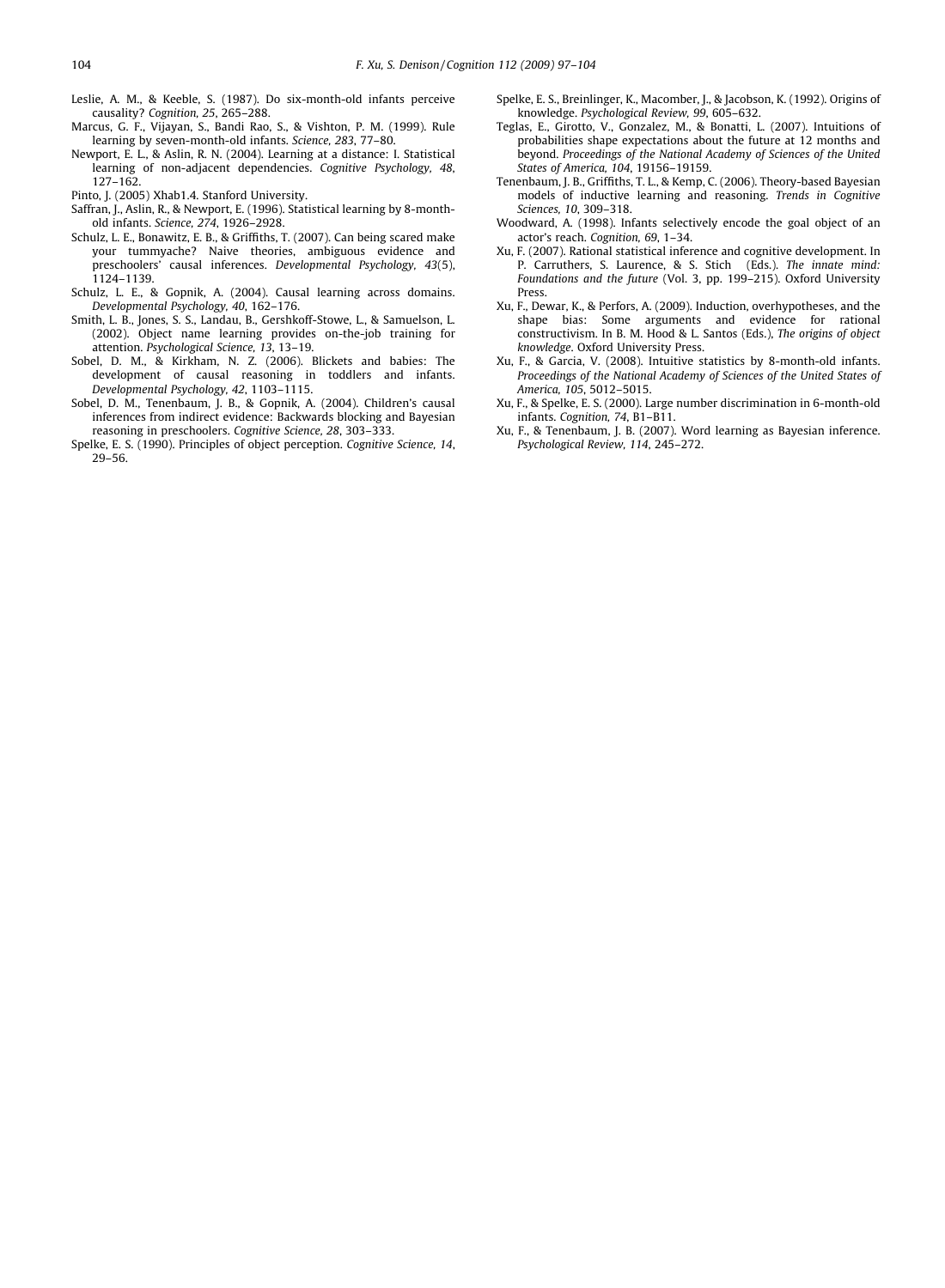Leslie, A. M., & Keeble, S. (1987). Do six-month-old infants perceive causality? *Cognition, 25*, 265–288.

Marcus, G. F., Vijayan, S., Bandi Rao, S., & Vishton, P. M. (1999). Rule learning by seven-month-old infants. *Science, 283*, 77–80.

Newport, E. L., & Aslin, R. N. (2004). Learning at a distance: I. Statistical learning of non-adjacent dependencies. *Cognitive Psychology, 48*, 127–162.

Pinto, J. (2005) Xhab1.4. Stanford University.

Saffran, J., Aslin, R., & Newport, E. (1996). Statistical learning by 8-month-old infants. *Science, 274*, 1926–2928.

Schulz, L. E., Bonawitz, E. B., & Griffiths, T. (2007). Can being scared make your tummyache? Naive theories, ambiguous evidence and preschoolers' causal inferences. *Developmental Psychology, 43*(5), 1124–1139.

Schulz, L. E., & Gopnik, A. (2004). Causal learning across domains. *Developmental Psychology, 40*, 162–176.

Smith, L. B., Jones, S. S., Landau, B., Gershkoff-Stowe, L., & Samuelson, L. (2002). Object name learning provides on-the-job training for attention. *Psychological Science, 13*, 13–19.

Sobel, D. M., & Kirkham, N. Z. (2006). Blickets and babies: The development of causal reasoning in toddlers and infants. *Developmental Psychology, 42*, 1103–1115.

Sobel, D. M., Tenenbaum, J. B., & Gopnik, A. (2004). Children's causal inferences from indirect evidence: Backwards blocking and Bayesian reasoning in preschoolers. *Cognitive Science, 28*, 303–333.

Spelke, E. S. (1990). Principles of object perception. *Cognitive Science, 14*, 29–56.

Spelke, E. S., Breinlinger, K., Macomber, J., & Jacobson, K. (1992). Origins of knowledge. *Psychological Review, 99*, 605–632.

Teglas, E., Girotto, V., Gonzalez, M., & Bonatti, L. (2007). Intuitions of probabilities shape expectations about the future at 12 months and beyond. *Proceedings of the National Academy of Sciences of the United States of America, 104*, 19156–19159.

Tenenbaum, J. B., Griffiths, T. L., & Kemp, C. (2006). Theory-based Bayesian models of inductive learning and reasoning. *Trends in Cognitive Sciences, 10*, 309–318.

Woodward, A. (1998). Infants selectively encode the goal object of an actor's reach. *Cognition, 69*, 1–34.

Xu, F. (2007). Rational statistical inference and cognitive development. In P. Carruthers, S. Laurence, & S. Stich (Eds.). *The innate mind: Foundations and the future* (Vol. 3, pp. 199–215). Oxford University Press.

Xu, F., Dewar, K., & Perfors, A. (2009). Induction, overhypotheses, and the shape bias: Some arguments and evidence for rational constructivism. In B. M. Hood & L. Santos (Eds.), *The origins of object knowledge*. Oxford University Press.

Xu, F., & Garcia, V. (2008). Intuitive statistics by 8-month-old infants. *Proceedings of the National Academy of Sciences of the United States of America, 105*, 5012–5015.

Xu, F., & Spelke, E. S. (2000). Large number discrimination in 6-month-old infants. *Cognition, 74*, B1–B11.

Xu, F., & Tenenbaum, J. B. (2007). Word learning as Bayesian inference. *Psychological Review, 114*, 245–272.